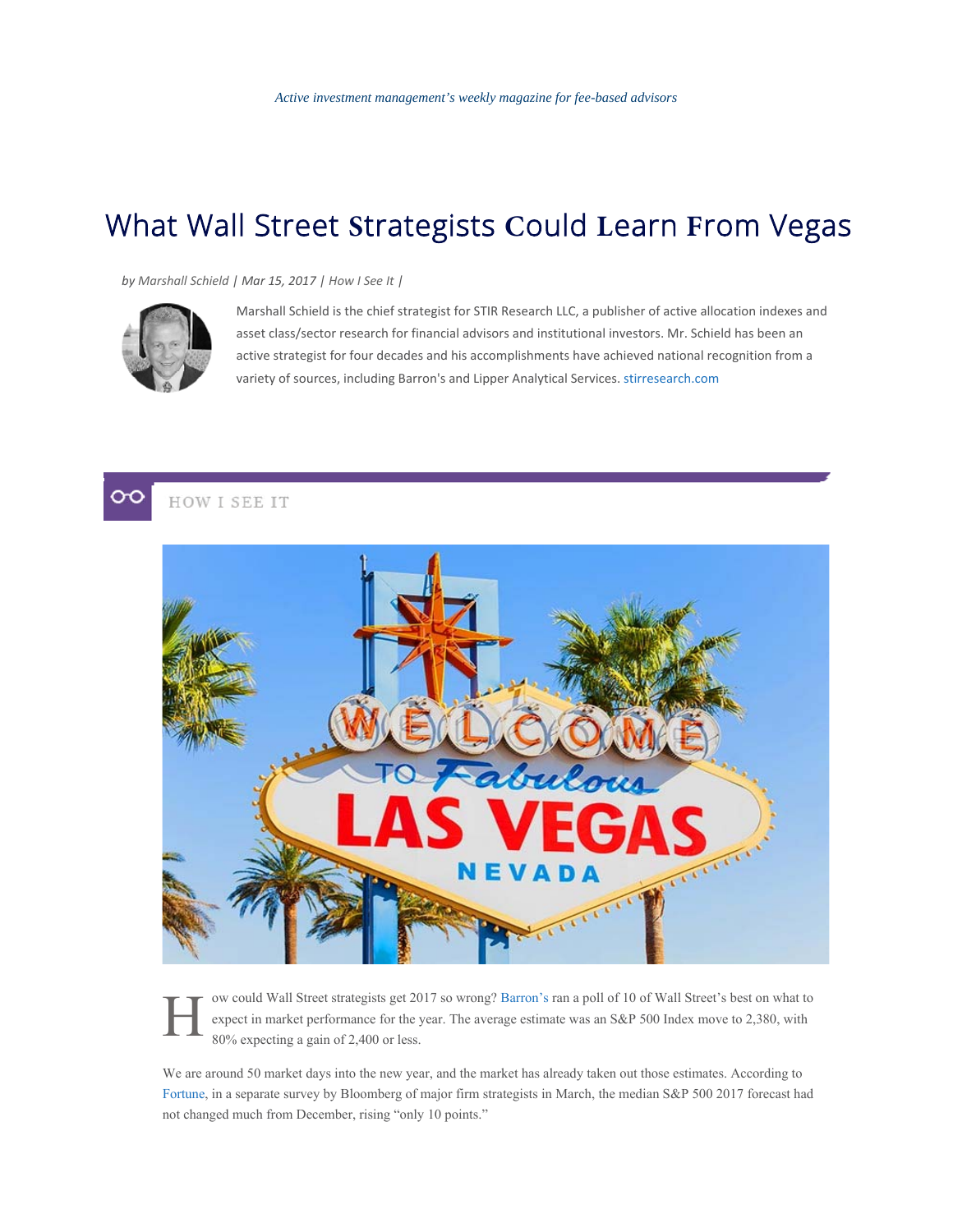*Active investment management's weekly magazine for fee-based advisors*

# What Wall Street Strategists Could Learn From Vegas

*by Marshall Schield | Mar 15, 2017 | How I See It |*

Marshall Schield is the chief strategist for STIR Research LLC, a publisher of active allocation indexes and asset class/sector research for financial advisors and institutional investors. Mr. Schield has been an active strategist for four decades and his accomplishments have achieved national recognition from a variety of sources, including Barron's and Lipper Analytical Services. stirresearch.com

HOW I SEE IT

How could Wall Street strategists get 2017 so wrong? Barron's ran a poll of 10 of Wall Street's best on what to expect in market performance for the year. The average estimate was an S&P 500 Index move to 2,380, with 80% expecting a gain of 2,400 or less.

We are around 50 market days into the new year, and the market has already taken out those estimates. According to Fortune, in a separate survey by Bloomberg of major firm strategists in March, the median S&P 500 2017 forecast had not changed much from December, rising "only 10 points."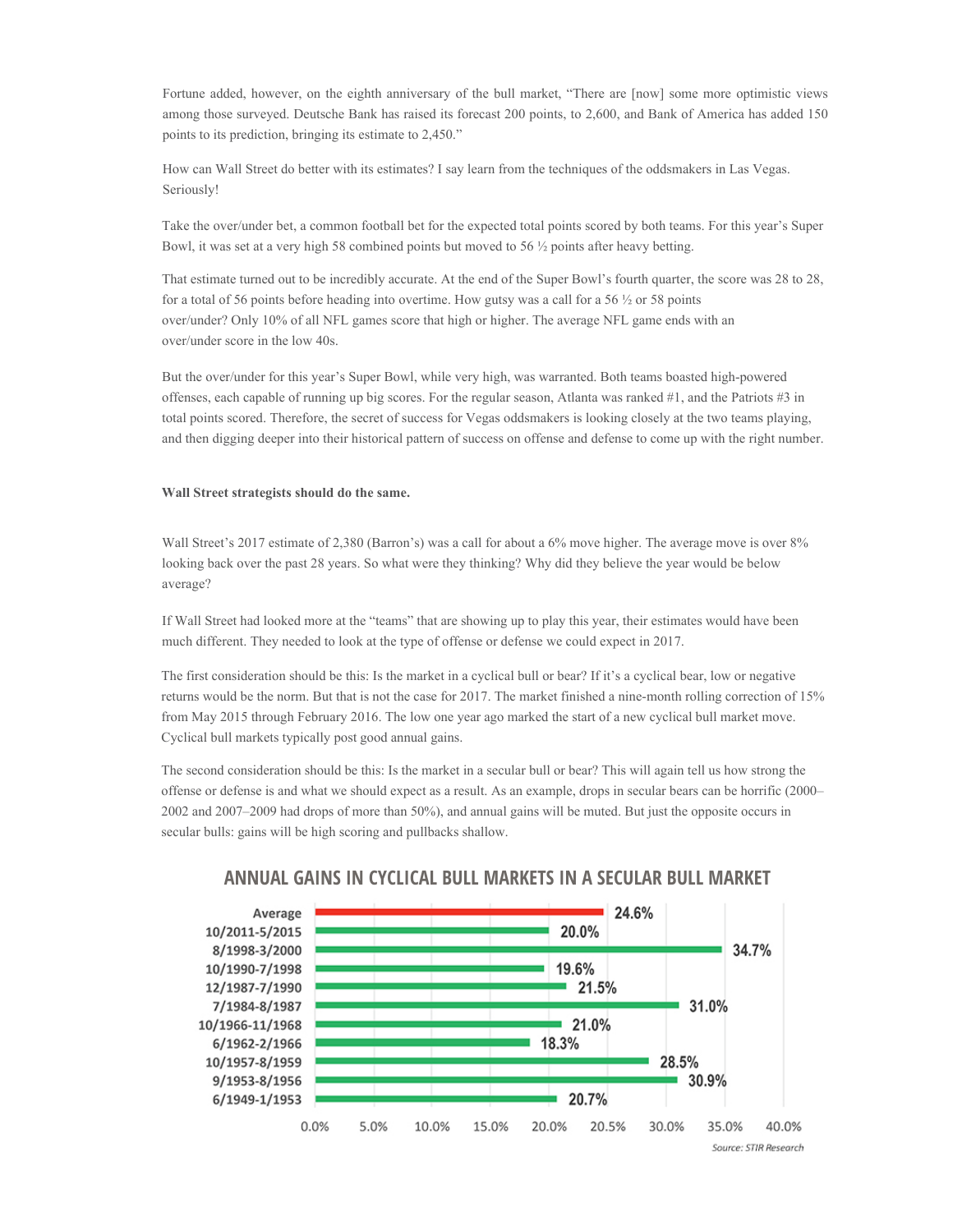Fortune added, however, on the eighth anniversary of the bull market, "There are [now] some more optimistic views among those surveyed. Deutsche Bank has raised its forecast 200 points, to 2,600, and Bank of America has added 150 points to its prediction, bringing its estimate to 2,450."

How can Wall Street do better with its estimates? I say learn from the techniques of the oddsmakers in Las Vegas. Seriously!

Take the over/under bet, a common football bet for the expected total points scored by both teams. For this year's Super Bowl, it was set at a very high 58 combined points but moved to 56 ½ points after heavy betting.

That estimate turned out to be incredibly accurate. At the end of the Super Bowl's fourth quarter, the score was 28 to 28, for a total of 56 points before heading into overtime. How gutsy was a call for a 56 ½ or 58 points over/under? Only 10% of all NFL games score that high or higher. The average NFL game ends with an over/under score in the low 40s.

But the over/under for this year's Super Bowl, while very high, was warranted. Both teams boasted high-powered offenses, each capable of running up big scores. For the regular season, Atlanta was ranked #1, and the Patriots #3 in total points scored. Therefore, the secret of success for Vegas oddsmakers is looking closely at the two teams playing, and then digging deeper into their historical pattern of success on offense and defense to come up with the right number.

**Wall Street strategists should do the same.**

Wall Street's 2017 estimate of 2,380 (Barron's) was a call for about a 6% move higher. The average move is over 8% looking back over the past 28 years. So what were they thinking? Why did they believe the year would be below average?

If Wall Street had looked more at the "teams" that are showing up to play this year, their estimates would have been much different. They needed to look at the type of offense or defense we could expect in 2017.

The first consideration should be this: Is the market in a cyclical bull or bear? If it's a cyclical bear, low or negative returns would be the norm. But that is not the case for 2017. The market finished a nine-month rolling correction of 15% from May 2015 through February 2016. The low one year ago marked the start of a new cyclical bull market move. Cyclical bull markets typically post good annual gains.

The second consideration should be this: Is the market in a secular bull or bear? This will again tell us how strong the offense or defense is and what we should expect as a result. As an example, drops in secular bears can be horrific (2000–2002 and 2007–2009 had drops of more than 50%), and annual gains will be muted. But just the opposite occurs in secular bulls: gains will be high scoring and pullbacks shallow.

**ANNUAL GAINS IN CYCLICAL BULL MARKETS IN A SECULAR BULL MARKET**

| Period | Annual Gain |
|---|---|
| Average | 24.6% |
| 10/2011-5/2015 | 20.0% |
| 8/1998-3/2000 | 34.7% |
| 10/1990-7/1998 | 19.6% |
| 12/1987-7/1990 | 21.5% |
| 7/1984-8/1987 | 31.0% |
| 10/1966-11/1968 | 21.0% |
| 6/1962-2/1966 | 18.3% |
| 10/1957-8/1959 | 28.5% |
| 9/1953-8/1956 | 30.9% |
| 6/1949-1/1953 | 20.7% |

*Source: STIR Research*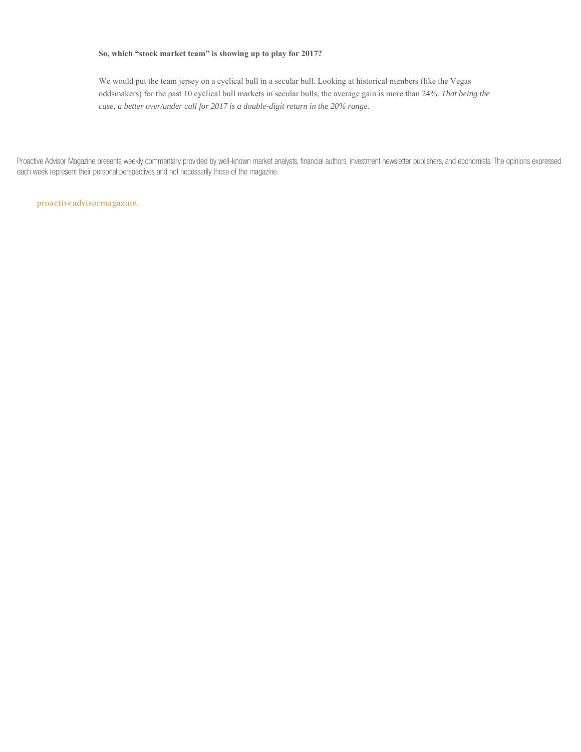**So, which "stock market team" is showing up to play for 2017?**

We would put the team jersey on a cyclical bull in a secular bull. Looking at historical numbers (like the Vegas oddsmakers) for the past 10 cyclical bull markets in secular bulls, the average gain is more than 24%. *That being the case, a better over/under call for 2017 is a double-digit return in the 20% range.*

Proactive Advisor Magazine presents weekly commentary provided by well-known market analysts, financial authors, investment newsletter publishers, and economists. The opinions expressed each week represent their personal perspectives and not necessarily those of the magazine.

proactiveadvisormagazine.